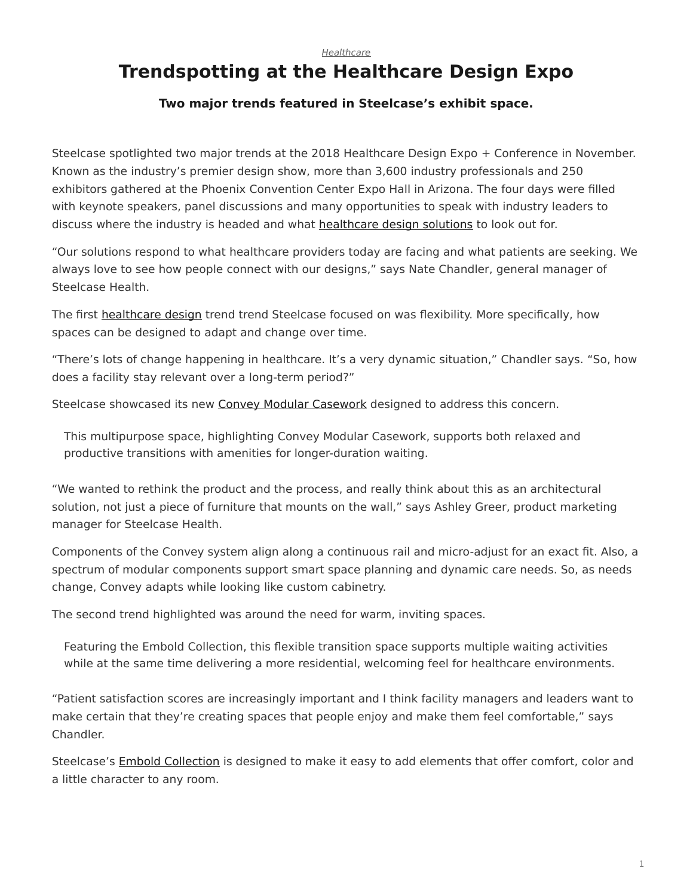*Healthcare*

# Trendspotting at the Healthcare Design Expo

### Two major trends featured in Steelcase's exhibit space.

Steelcase spotlighted two major trends at the 2018 Healthcare Design Expo + Conference in November. Known as the industry's premier design show, more than 3,600 industry professionals and 250 exhibitors gathered at the Phoenix Convention Center Expo Hall in Arizona. The four days were filled with keynote speakers, panel discussions and many opportunities to speak with industry leaders to discuss where the industry is headed and what healthcare design solutions to look out for.

"Our solutions respond to what healthcare providers today are facing and what patients are seeking. We always love to see how people connect with our designs," says Nate Chandler, general manager of Steelcase Health.

The first healthcare design trend trend Steelcase focused on was flexibility. More specifically, how spaces can be designed to adapt and change over time.

"There's lots of change happening in healthcare. It's a very dynamic situation," Chandler says. "So, how does a facility stay relevant over a long-term period?"

Steelcase showcased its new Convey Modular Casework designed to address this concern.

> This multipurpose space, highlighting Convey Modular Casework, supports both relaxed and productive transitions with amenities for longer-duration waiting.

"We wanted to rethink the product and the process, and really think about this as an architectural solution, not just a piece of furniture that mounts on the wall," says Ashley Greer, product marketing manager for Steelcase Health.

Components of the Convey system align along a continuous rail and micro-adjust for an exact fit. Also, a spectrum of modular components support smart space planning and dynamic care needs. So, as needs change, Convey adapts while looking like custom cabinetry.

The second trend highlighted was around the need for warm, inviting spaces.

> Featuring the Embold Collection, this flexible transition space supports multiple waiting activities while at the same time delivering a more residential, welcoming feel for healthcare environments.

"Patient satisfaction scores are increasingly important and I think facility managers and leaders want to make certain that they're creating spaces that people enjoy and make them feel comfortable," says Chandler.

Steelcase's Embold Collection is designed to make it easy to add elements that offer comfort, color and a little character to any room.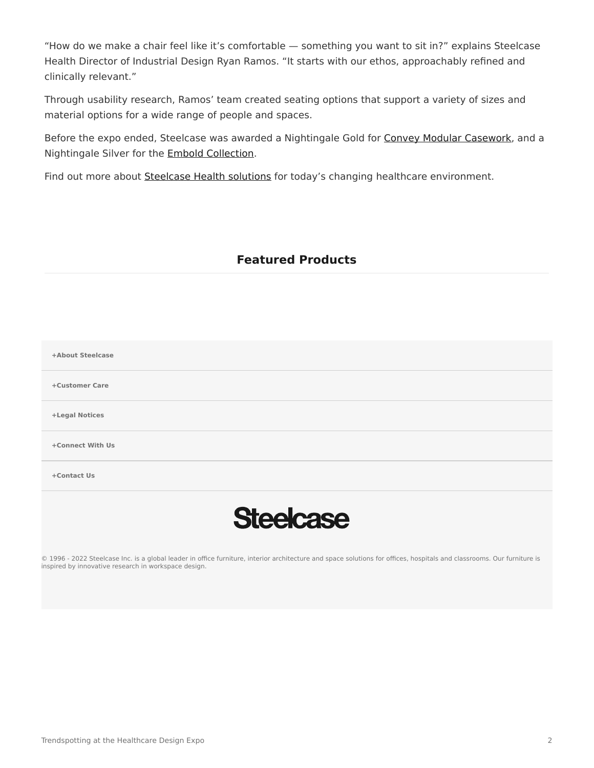“How do we make a chair feel like it’s comfortable — something you want to sit in?” explains Steelcase Health Director of Industrial Design Ryan Ramos. “It starts with our ethos, approachably refined and clinically relevant.”

Through usability research, Ramos’ team created seating options that support a variety of sizes and material options for a wide range of people and spaces.

Before the expo ended, Steelcase was awarded a Nightingale Gold for Convey Modular Casework, and a Nightingale Silver for the Embold Collection.

Find out more about Steelcase Health solutions for today’s changing healthcare environment.

## Featured Products

**+About Steelcase**

**+Customer Care**

**+Legal Notices**

**+Connect With Us**

**+Contact Us**

Steelcase

© 1996 - 2022 Steelcase Inc. is a global leader in office furniture, interior architecture and space solutions for offices, hospitals and classrooms. Our furniture is inspired by innovative research in workspace design.